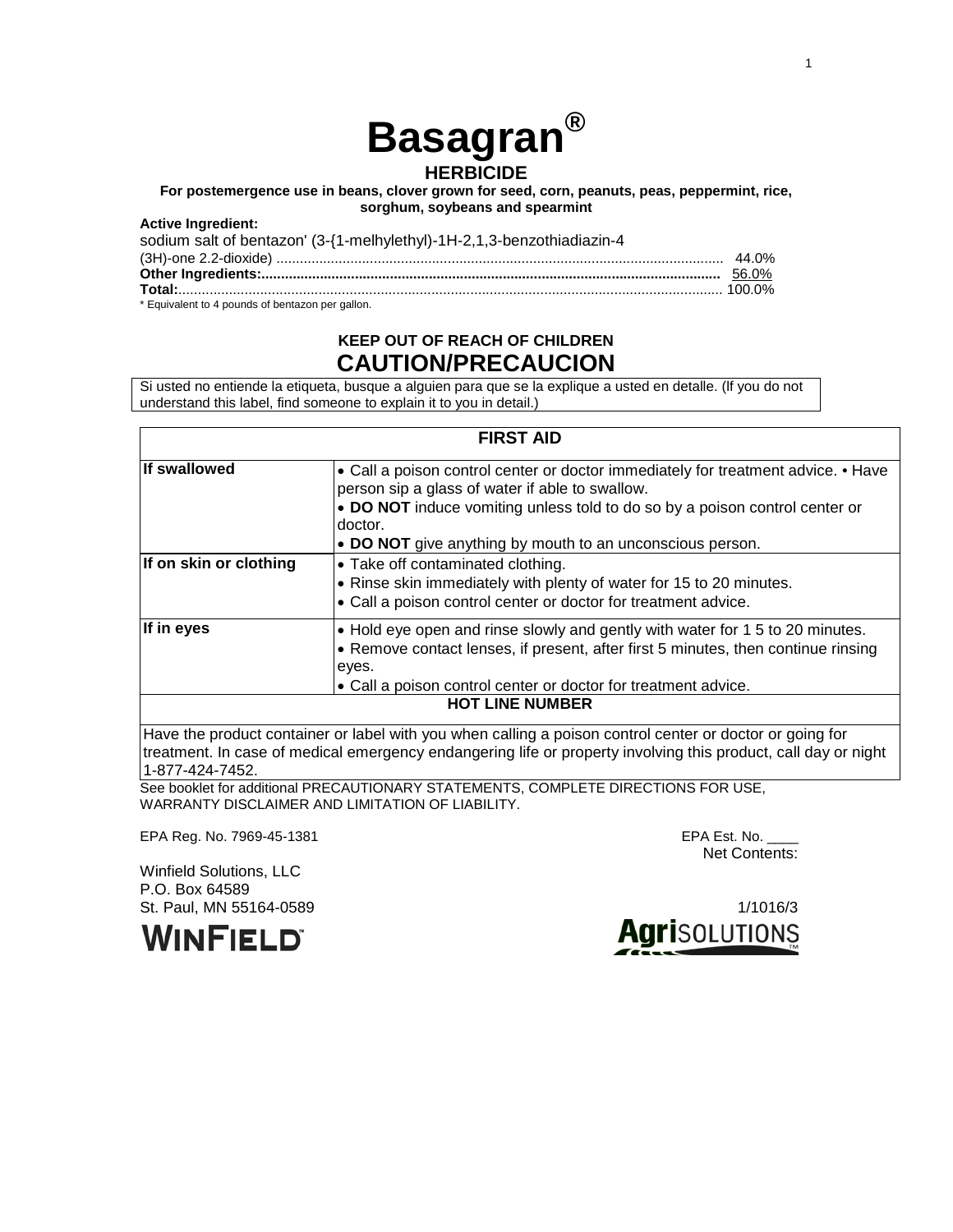# Basagran®

## HERBICIDE

**For postemergence use in beans, clover grown for seed, corn, peanuts, peas, peppermint, rice, sorghum, soybeans and spearmint**

**Active Ingredient:**

| | |
|---|---|
| sodium salt of bentazon' (3-{1-melhylethyl)-1H-2,1,3-benzothiadiazin-4 (3H)-one 2.2-dioxide) | 44.0% |
| **Other Ingredients:** | 56.0% |
| **Total:** | 100.0% |

\* Equivalent to 4 pounds of bentazon per gallon.

**KEEP OUT OF REACH OF CHILDREN**

## CAUTION/PRECAUCION

Si usted no entiende la etiqueta, busque a alguien para que se la explique a usted en detalle. (If you do not understand this label, find someone to explain it to you in detail.)

| FIRST AID | |
|---|---|
| **If swallowed** | • Call a poison control center or doctor immediately for treatment advice. • Have person sip a glass of water if able to swallow.<br>• **DO NOT** induce vomiting unless told to do so by a poison control center or doctor.<br>• **DO NOT** give anything by mouth to an unconscious person. |
| **If on skin or clothing** | • Take off contaminated clothing.<br>• Rinse skin immediately with plenty of water for 15 to 20 minutes.<br>• Call a poison control center or doctor for treatment advice. |
| **If in eyes** | • Hold eye open and rinse slowly and gently with water for 1 5 to 20 minutes.<br>• Remove contact lenses, if present, after first 5 minutes, then continue rinsing eyes.<br>• Call a poison control center or doctor for treatment advice. |
| **HOT LINE NUMBER** | |
| Have the product container or label with you when calling a poison control center or doctor or going for treatment. In case of medical emergency endangering life or property involving this product, call day or night 1-877-424-7452. | |

See booklet for additional PRECAUTIONARY STATEMENTS, COMPLETE DIRECTIONS FOR USE, WARRANTY DISCLAIMER AND LIMITATION OF LIABILITY.

EPA Reg. No. 7969-45-1381

EPA Est. No. ____

Net Contents:

Winfield Solutions, LLC
P.O. Box 64589
St. Paul, MN 55164-0589

1/1016/3

WINFIELD

AgriSOLUTIONS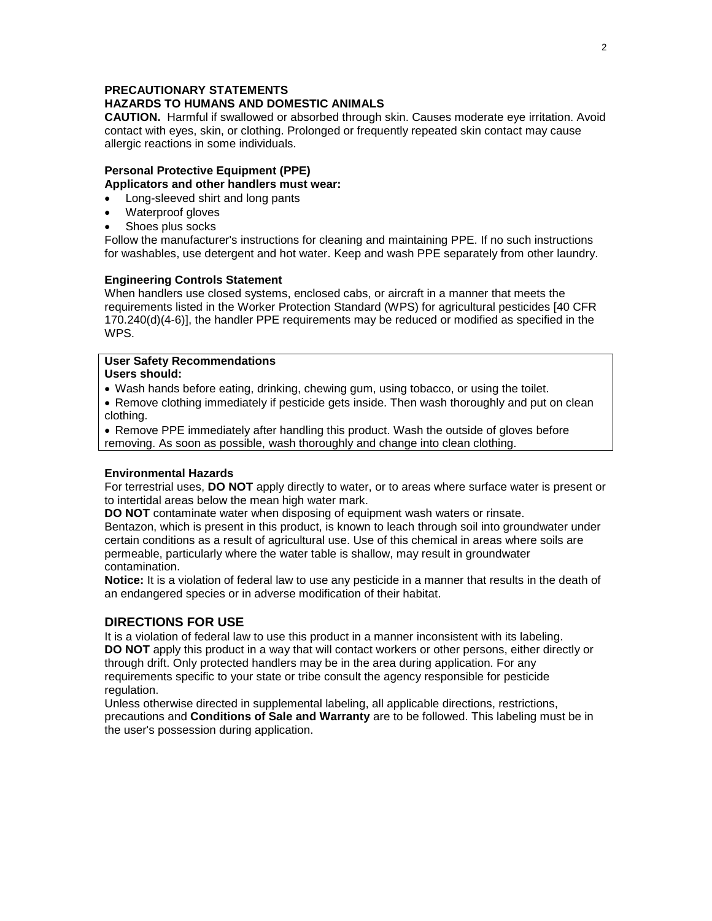## PRECAUTIONARY STATEMENTS

### HAZARDS TO HUMANS AND DOMESTIC ANIMALS

**CAUTION.** Harmful if swallowed or absorbed through skin. Causes moderate eye irritation. Avoid contact with eyes, skin, or clothing. Prolonged or frequently repeated skin contact may cause allergic reactions in some individuals.

**Personal Protective Equipment (PPE)**

**Applicators and other handlers must wear:**

- Long-sleeved shirt and long pants
- Waterproof gloves
- Shoes plus socks

Follow the manufacturer's instructions for cleaning and maintaining PPE. If no such instructions for washables, use detergent and hot water. Keep and wash PPE separately from other laundry.

**Engineering Controls Statement**

When handlers use closed systems, enclosed cabs, or aircraft in a manner that meets the requirements listed in the Worker Protection Standard (WPS) for agricultural pesticides [40 CFR 170.240(d)(4-6)], the handler PPE requirements may be reduced or modified as specified in the WPS.

**User Safety Recommendations**

**Users should:**

- Wash hands before eating, drinking, chewing gum, using tobacco, or using the toilet.
- Remove clothing immediately if pesticide gets inside. Then wash thoroughly and put on clean clothing.
- Remove PPE immediately after handling this product. Wash the outside of gloves before removing. As soon as possible, wash thoroughly and change into clean clothing.

**Environmental Hazards**

For terrestrial uses, **DO NOT** apply directly to water, or to areas where surface water is present or to intertidal areas below the mean high water mark.

**DO NOT** contaminate water when disposing of equipment wash waters or rinsate.

Bentazon, which is present in this product, is known to leach through soil into groundwater under certain conditions as a result of agricultural use. Use of this chemical in areas where soils are permeable, particularly where the water table is shallow, may result in groundwater contamination.

**Notice:** It is a violation of federal law to use any pesticide in a manner that results in the death of an endangered species or in adverse modification of their habitat.

## DIRECTIONS FOR USE

It is a violation of federal law to use this product in a manner inconsistent with its labeling.

**DO NOT** apply this product in a way that will contact workers or other persons, either directly or through drift. Only protected handlers may be in the area during application. For any requirements specific to your state or tribe consult the agency responsible for pesticide regulation.

Unless otherwise directed in supplemental labeling, all applicable directions, restrictions, precautions and **Conditions of Sale and Warranty** are to be followed. This labeling must be in the user's possession during application.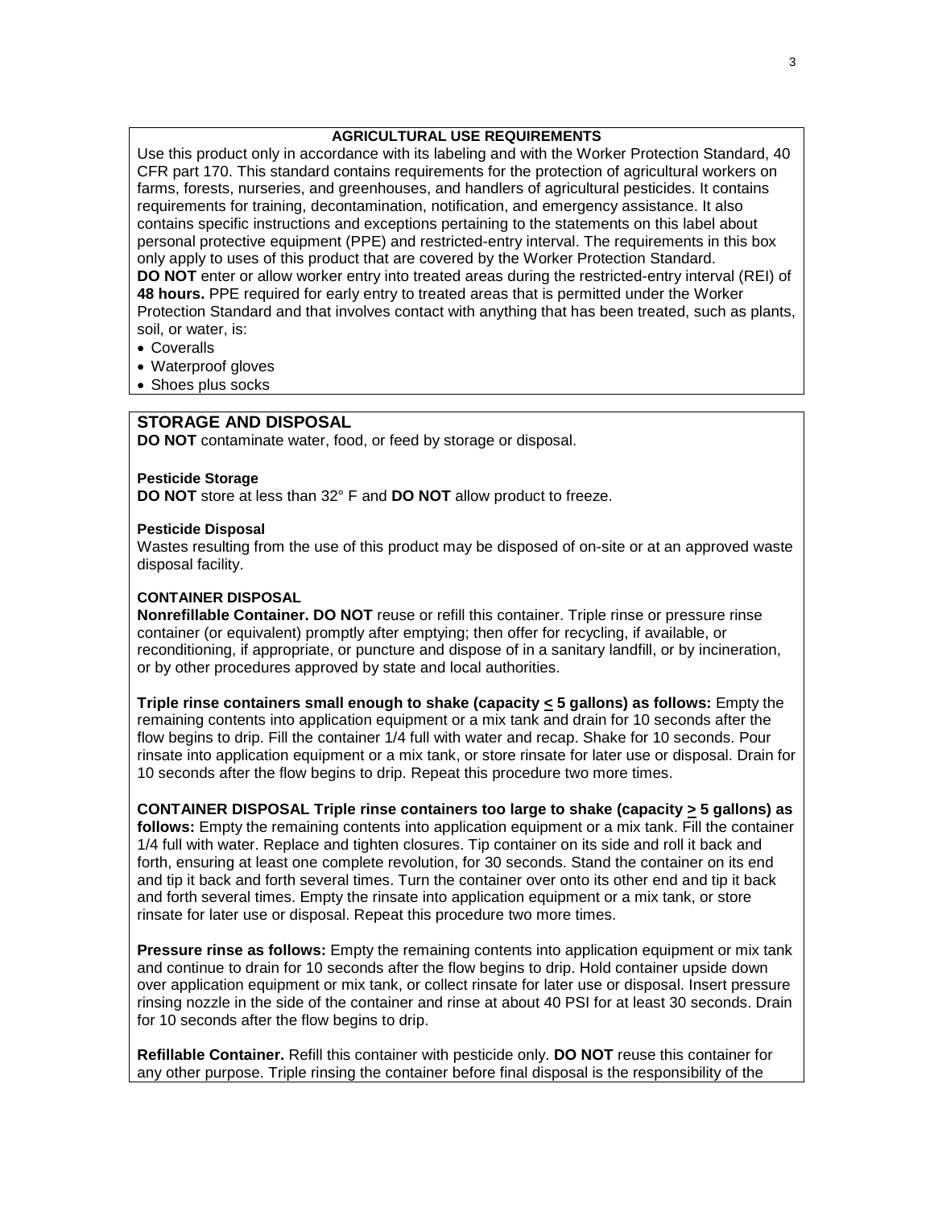## AGRICULTURAL USE REQUIREMENTS

Use this product only in accordance with its labeling and with the Worker Protection Standard, 40 CFR part 170. This standard contains requirements for the protection of agricultural workers on farms, forests, nurseries, and greenhouses, and handlers of agricultural pesticides. It contains requirements for training, decontamination, notification, and emergency assistance. It also contains specific instructions and exceptions pertaining to the statements on this label about personal protective equipment (PPE) and restricted-entry interval. The requirements in this box only apply to uses of this product that are covered by the Worker Protection Standard.

**DO NOT** enter or allow worker entry into treated areas during the restricted-entry interval (REI) of **48 hours.** PPE required for early entry to treated areas that is permitted under the Worker Protection Standard and that involves contact with anything that has been treated, such as plants, soil, or water, is:

- Coveralls
- Waterproof gloves
- Shoes plus socks

## STORAGE AND DISPOSAL

**DO NOT** contaminate water, food, or feed by storage or disposal.

**Pesticide Storage**

**DO NOT** store at less than 32° F and **DO NOT** allow product to freeze.

**Pesticide Disposal**

Wastes resulting from the use of this product may be disposed of on-site or at an approved waste disposal facility.

**CONTAINER DISPOSAL**

**Nonrefillable Container. DO NOT** reuse or refill this container. Triple rinse or pressure rinse container (or equivalent) promptly after emptying; then offer for recycling, if available, or reconditioning, if appropriate, or puncture and dispose of in a sanitary landfill, or by incineration, or by other procedures approved by state and local authorities.

**Triple rinse containers small enough to shake (capacity ≤ 5 gallons) as follows:** Empty the remaining contents into application equipment or a mix tank and drain for 10 seconds after the flow begins to drip. Fill the container 1/4 full with water and recap. Shake for 10 seconds. Pour rinsate into application equipment or a mix tank, or store rinsate for later use or disposal. Drain for 10 seconds after the flow begins to drip. Repeat this procedure two more times.

**CONTAINER DISPOSAL Triple rinse containers too large to shake (capacity ≥ 5 gallons) as follows:** Empty the remaining contents into application equipment or a mix tank. Fill the container 1/4 full with water. Replace and tighten closures. Tip container on its side and roll it back and forth, ensuring at least one complete revolution, for 30 seconds. Stand the container on its end and tip it back and forth several times. Turn the container over onto its other end and tip it back and forth several times. Empty the rinsate into application equipment or a mix tank, or store rinsate for later use or disposal. Repeat this procedure two more times.

**Pressure rinse as follows:** Empty the remaining contents into application equipment or mix tank and continue to drain for 10 seconds after the flow begins to drip. Hold container upside down over application equipment or mix tank, or collect rinsate for later use or disposal. Insert pressure rinsing nozzle in the side of the container and rinse at about 40 PSI for at least 30 seconds. Drain for 10 seconds after the flow begins to drip.

**Refillable Container.** Refill this container with pesticide only. **DO NOT** reuse this container for any other purpose. Triple rinsing the container before final disposal is the responsibility of the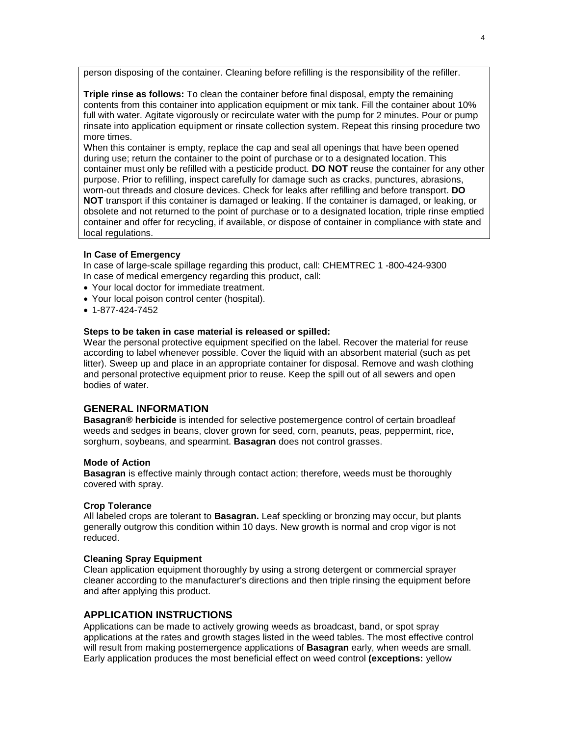person disposing of the container. Cleaning before refilling is the responsibility of the refiller.

**Triple rinse as follows:** To clean the container before final disposal, empty the remaining contents from this container into application equipment or mix tank. Fill the container about 10% full with water. Agitate vigorously or recirculate water with the pump for 2 minutes. Pour or pump rinsate into application equipment or rinsate collection system. Repeat this rinsing procedure two more times.

When this container is empty, replace the cap and seal all openings that have been opened during use; return the container to the point of purchase or to a designated location. This container must only be refilled with a pesticide product. **DO NOT** reuse the container for any other purpose. Prior to refilling, inspect carefully for damage such as cracks, punctures, abrasions, worn-out threads and closure devices. Check for leaks after refilling and before transport. **DO NOT** transport if this container is damaged or leaking. If the container is damaged, or leaking, or obsolete and not returned to the point of purchase or to a designated location, triple rinse emptied container and offer for recycling, if available, or dispose of container in compliance with state and local regulations.

**In Case of Emergency**

In case of large-scale spillage regarding this product, call: CHEMTREC 1 -800-424-9300

In case of medical emergency regarding this product, call:

- Your local doctor for immediate treatment.
- Your local poison control center (hospital).
- 1-877-424-7452

**Steps to be taken in case material is released or spilled:**

Wear the personal protective equipment specified on the label. Recover the material for reuse according to label whenever possible. Cover the liquid with an absorbent material (such as pet litter). Sweep up and place in an appropriate container for disposal. Remove and wash clothing and personal protective equipment prior to reuse. Keep the spill out of all sewers and open bodies of water.

## GENERAL INFORMATION

**Basagran® herbicide** is intended for selective postemergence control of certain broadleaf weeds and sedges in beans, clover grown for seed, corn, peanuts, peas, peppermint, rice, sorghum, soybeans, and spearmint. **Basagran** does not control grasses.

**Mode of Action**

**Basagran** is effective mainly through contact action; therefore, weeds must be thoroughly covered with spray.

**Crop Tolerance**

All labeled crops are tolerant to **Basagran.** Leaf speckling or bronzing may occur, but plants generally outgrow this condition within 10 days. New growth is normal and crop vigor is not reduced.

**Cleaning Spray Equipment**

Clean application equipment thoroughly by using a strong detergent or commercial sprayer cleaner according to the manufacturer's directions and then triple rinsing the equipment before and after applying this product.

## APPLICATION INSTRUCTIONS

Applications can be made to actively growing weeds as broadcast, band, or spot spray applications at the rates and growth stages listed in the weed tables. The most effective control will result from making postemergence applications of **Basagran** early, when weeds are small. Early application produces the most beneficial effect on weed control **(exceptions:** yellow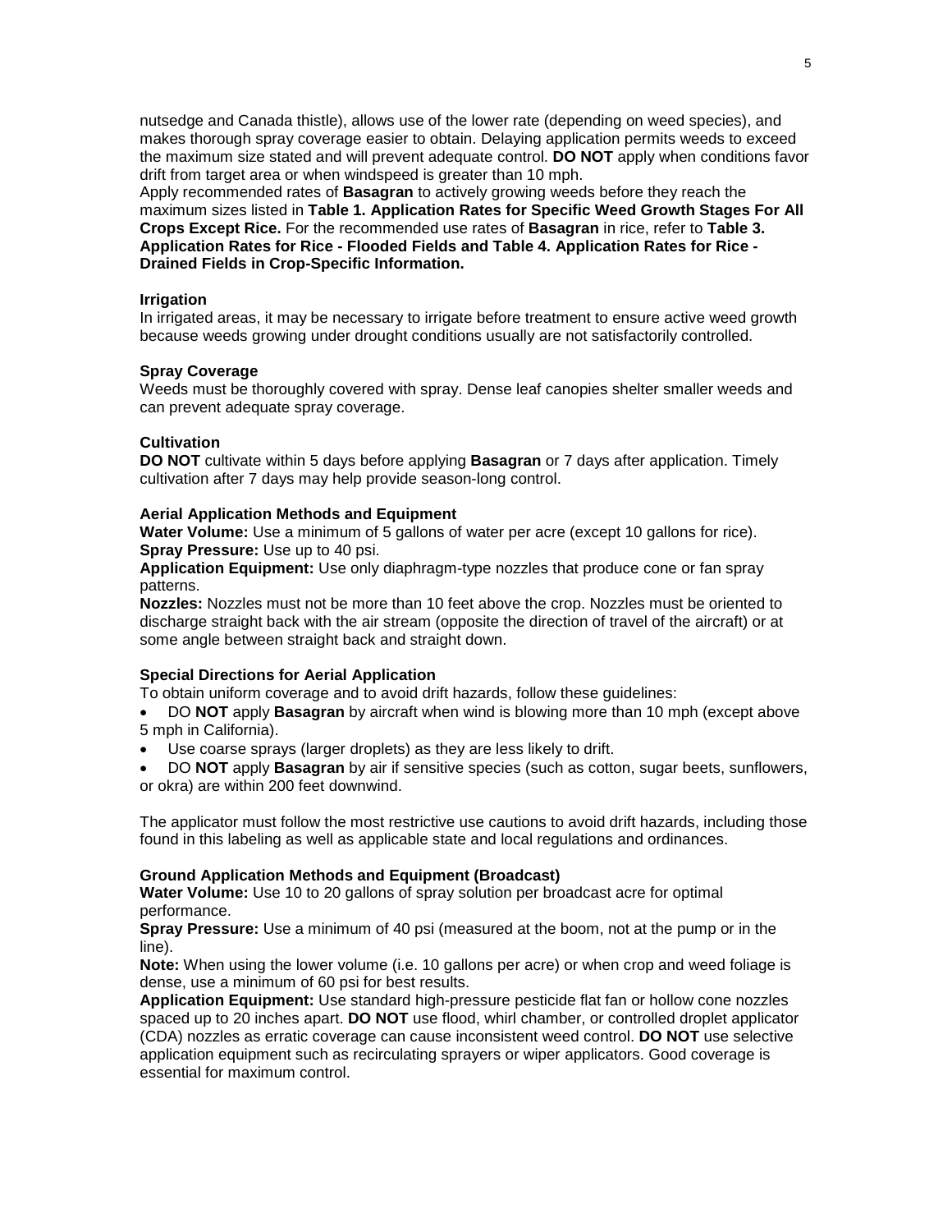nutsedge and Canada thistle), allows use of the lower rate (depending on weed species), and makes thorough spray coverage easier to obtain. Delaying application permits weeds to exceed the maximum size stated and will prevent adequate control. **DO NOT** apply when conditions favor drift from target area or when windspeed is greater than 10 mph.
Apply recommended rates of **Basagran** to actively growing weeds before they reach the maximum sizes listed in **Table 1. Application Rates for Specific Weed Growth Stages For All Crops Except Rice.** For the recommended use rates of **Basagran** in rice, refer to **Table 3. Application Rates for Rice - Flooded Fields and Table 4. Application Rates for Rice - Drained Fields in Crop-Specific Information.**

**Irrigation**
In irrigated areas, it may be necessary to irrigate before treatment to ensure active weed growth because weeds growing under drought conditions usually are not satisfactorily controlled.

**Spray Coverage**
Weeds must be thoroughly covered with spray. Dense leaf canopies shelter smaller weeds and can prevent adequate spray coverage.

**Cultivation**
**DO NOT** cultivate within 5 days before applying **Basagran** or 7 days after application. Timely cultivation after 7 days may help provide season-long control.

**Aerial Application Methods and Equipment**
**Water Volume:** Use a minimum of 5 gallons of water per acre (except 10 gallons for rice).
**Spray Pressure:** Use up to 40 psi.
**Application Equipment:** Use only diaphragm-type nozzles that produce cone or fan spray patterns.
**Nozzles:** Nozzles must not be more than 10 feet above the crop. Nozzles must be oriented to discharge straight back with the air stream (opposite the direction of travel of the aircraft) or at some angle between straight back and straight down.

**Special Directions for Aerial Application**
To obtain uniform coverage and to avoid drift hazards, follow these guidelines:

- DO **NOT** apply **Basagran** by aircraft when wind is blowing more than 10 mph (except above 5 mph in California).
- Use coarse sprays (larger droplets) as they are less likely to drift.
- DO **NOT** apply **Basagran** by air if sensitive species (such as cotton, sugar beets, sunflowers, or okra) are within 200 feet downwind.

The applicator must follow the most restrictive use cautions to avoid drift hazards, including those found in this labeling as well as applicable state and local regulations and ordinances.

**Ground Application Methods and Equipment (Broadcast)**
**Water Volume:** Use 10 to 20 gallons of spray solution per broadcast acre for optimal performance.
**Spray Pressure:** Use a minimum of 40 psi (measured at the boom, not at the pump or in the line).
**Note:** When using the lower volume (i.e. 10 gallons per acre) or when crop and weed foliage is dense, use a minimum of 60 psi for best results.
**Application Equipment:** Use standard high-pressure pesticide flat fan or hollow cone nozzles spaced up to 20 inches apart. **DO NOT** use flood, whirl chamber, or controlled droplet applicator (CDA) nozzles as erratic coverage can cause inconsistent weed control. **DO NOT** use selective application equipment such as recirculating sprayers or wiper applicators. Good coverage is essential for maximum control.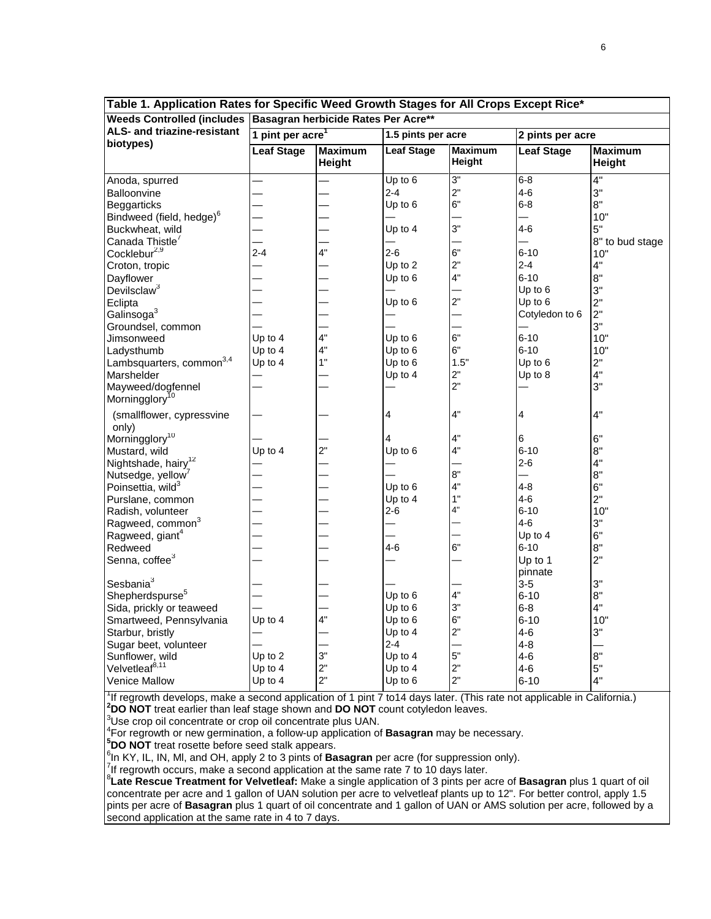**Table 1. Application Rates for Specific Weed Growth Stages for All Crops Except Rice***

| Weeds Controlled (includes ALS- and triazine-resistant biotypes) | Basagran herbicide Rates Per Acre** | | | | | |
|---|---|---|---|---|---|---|
| | 1 pint per acre[1] | | 1.5 pints per acre | | 2 pints per acre | |
| | Leaf Stage | Maximum Height | Leaf Stage | Maximum Height | Leaf Stage | Maximum Height |
| Anoda, spurred | — | — | Up to 6 | 3" | 6-8 | 4" |
| Balloonvine | — | — | 2-4 | 2" | 4-6 | 3" |
| Beggarticks | — | — | Up to 6 | 6" | 6-8 | 8" |
| Bindweed (field, hedge)[6] | — | — | — | — | — | 10" |
| Buckwheat, wild | — | — | Up to 4 | 3" | 4-6 | 5" |
| Canada Thistle[7] | — | — | — | — | — | 8" to bud stage |
| Cocklebur[2,9] | 2-4 | 4" | 2-6 | 6" | 6-10 | 10" |
| Croton, tropic | — | — | Up to 2 | 2" | 2-4 | 4" |
| Dayflower | — | — | Up to 6 | 4" | 6-10 | 8" |
| Devilsclaw[3] | — | — | — | — | Up to 6 | 3" |
| Eclipta | — | — | Up to 6 | 2" | Up to 6 | 2" |
| Galinsoga[3] | — | — | — | — | Cotyledon to 6 | 2" |
| Groundsel, common | — | — | — | — | — | 3" |
| Jimsonweed | Up to 4 | 4" | Up to 6 | 6" | 6-10 | 10" |
| Ladysthumb | Up to 4 | 4" | Up to 6 | 6" | 6-10 | 10" |
| Lambsquarters, common[3,4] | Up to 4 | 1" | Up to 6 | 1.5" | Up to 6 | 2" |
| Marshelder | — | — | Up to 4 | 2" | Up to 8 | 4" |
| Mayweed/dogfennel | — | — | — | 2" | — | 3" |
| Morningglory[10] (smallflower, cypressvine only) | — | — | 4 | 4" | 4 | 4" |
| Morningglory[10] | — | — | 4 | 4" | 6 | 6" |
| Mustard, wild | Up to 4 | 2" | Up to 6 | 4" | 6-10 | 8" |
| Nightshade, hairy[12] | — | — | — | — | 2-6 | 4" |
| Nutsedge, yellow[7] | — | — | — | 8" | — | 8" |
| Poinsettia, wild[3] | — | — | Up to 6 | 4" | 4-8 | 6" |
| Purslane, common | — | — | Up to 4 | 1" | 4-6 | 2" |
| Radish, volunteer | — | — | 2-6 | 4" | 6-10 | 10" |
| Ragweed, common[3] | — | — | — | — | 4-6 | 3" |
| Ragweed, giant[4] | — | — | — | — | Up to 4 | 6" |
| Redweed | — | — | 4-6 | 6" | 6-10 | 8" |
| Senna, coffee[3] | — | — | — | — | Up to 1 pinnate | 2" |
| Sesbania[3] | — | — | — | — | 3-5 | 3" |
| Shepherdspurse[5] | — | — | Up to 6 | 4" | 6-10 | 8" |
| Sida, prickly or teaweed | — | — | Up to 6 | 3" | 6-8 | 4" |
| Smartweed, Pennsylvania | Up to 4 | 4" | Up to 6 | 6" | 6-10 | 10" |
| Starbur, bristly | — | — | Up to 4 | 2" | 4-6 | 3" |
| Sugar beet, volunteer | — | — | 2-4 | — | 4-8 | — |
| Sunflower, wild | Up to 2 | 3" | Up to 4 | 5" | 4-6 | 8" |
| Velvetleaf[8,11] | Up to 4 | 2" | Up to 4 | 2" | 4-6 | 5" |
| Venice Mallow | Up to 4 | 2" | Up to 6 | 2" | 6-10 | 4" |

[1]If regrowth develops, make a second application of 1 pint 7 to14 days later. (This rate not applicable in California.)
[2]**DO NOT** treat earlier than leaf stage shown and **DO NOT** count cotyledon leaves.
[3]Use crop oil concentrate or crop oil concentrate plus UAN.
[4]For regrowth or new germination, a follow-up application of **Basagran** may be necessary.
[5]**DO NOT** treat rosette before seed stalk appears.
[6]In KY, IL, IN, MI, and OH, apply 2 to 3 pints of **Basagran** per acre (for suppression only).
[7]If regrowth occurs, make a second application at the same rate 7 to 10 days later.
[8]**Late Rescue Treatment for Velvetleaf:** Make a single application of 3 pints per acre of **Basagran** plus 1 quart of oil concentrate per acre and 1 gallon of UAN solution per acre to velvetleaf plants up to 12". For better control, apply 1.5 pints per acre of **Basagran** plus 1 quart of oil concentrate and 1 gallon of UAN or AMS solution per acre, followed by a second application at the same rate in 4 to 7 days.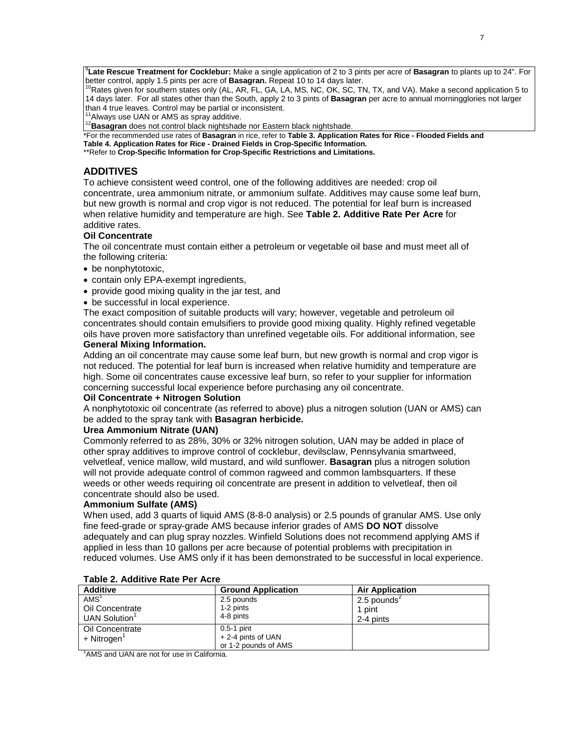[9]**Late Rescue Treatment for Cocklebur:** Make a single application of 2 to 3 pints per acre of **Basagran** to plants up to 24". For better control, apply 1.5 pints per acre of **Basagran.** Repeat 10 to 14 days later.
[10]Rates given for southern states only (AL, AR, FL, GA, LA, MS, NC, OK, SC, TN, TX, and VA). Make a second application 5 to 14 days later. For all states other than the South, apply 2 to 3 pints of **Basagran** per acre to annual morningglories not larger than 4 true leaves. Control may be partial or inconsistent.
[11]Always use UAN or AMS as spray additive.
[12]**Basagran** does not control black nightshade nor Eastern black nightshade.

*For the recommended use rates of **Basagran** in rice, refer to **Table 3. Application Rates for Rice - Flooded Fields and Table 4. Application Rates for Rice - Drained Fields in Crop-Specific Information.**
**Refer to **Crop-Specific Information for Crop-Specific Restrictions and Limitations.**

## ADDITIVES

To achieve consistent weed control, one of the following additives are needed: crop oil concentrate, urea ammonium nitrate, or ammonium sulfate. Additives may cause some leaf burn, but new growth is normal and crop vigor is not reduced. The potential for leaf burn is increased when relative humidity and temperature are high. See **Table 2. Additive Rate Per Acre** for additive rates.

### Oil Concentrate

The oil concentrate must contain either a petroleum or vegetable oil base and must meet all of the following criteria:

- be nonphytotoxic,
- contain only EPA-exempt ingredients,
- provide good mixing quality in the jar test, and
- be successful in local experience.

The exact composition of suitable products will vary; however, vegetable and petroleum oil concentrates should contain emulsifiers to provide good mixing quality. Highly refined vegetable oils have proven more satisfactory than unrefined vegetable oils. For additional information, see **General Mixing Information.**

Adding an oil concentrate may cause some leaf burn, but new growth is normal and crop vigor is not reduced. The potential for leaf burn is increased when relative humidity and temperature are high. Some oil concentrates cause excessive leaf burn, so refer to your supplier for information concerning successful local experience before purchasing any oil concentrate.

### Oil Concentrate + Nitrogen Solution

A nonphytotoxic oil concentrate (as referred to above) plus a nitrogen solution (UAN or AMS) can be added to the spray tank with **Basagran herbicide.**

### Urea Ammonium Nitrate (UAN)

Commonly referred to as 28%, 30% or 32% nitrogen solution, UAN may be added in place of other spray additives to improve control of cocklebur, devilsclaw, Pennsylvania smartweed, velvetleaf, venice mallow, wild mustard, and wild sunflower. **Basagran** plus a nitrogen solution will not provide adequate control of common ragweed and common lambsquarters. If these weeds or other weeds requiring oil concentrate are present in addition to velvetleaf, then oil concentrate should also be used.

### Ammonium Sulfate (AMS)

When used, add 3 quarts of liquid AMS (8-8-0 analysis) or 2.5 pounds of granular AMS. Use only fine feed-grade or spray-grade AMS because inferior grades of AMS **DO NOT** dissolve adequately and can plug spray nozzles. Winfield Solutions does not recommend applying AMS if applied in less than 10 gallons per acre because of potential problems with precipitation in reduced volumes. Use AMS only if it has been demonstrated to be successful in local experience.

**Table 2. Additive Rate Per Acre**

| Additive | Ground Application | Air Application |
|---|---|---|
| AMS[1] | 2.5 pounds | 2.5 pounds[2] |
| Oil Concentrate | 1-2 pints | 1 pint |
| UAN Solution[1] | 4-8 pints | 2-4 pints |
| Oil Concentrate + Nitrogen[1] | 0.5-1 pint + 2-4 pints of UAN or 1-2 pounds of AMS | |

[1]AMS and UAN are not for use in California.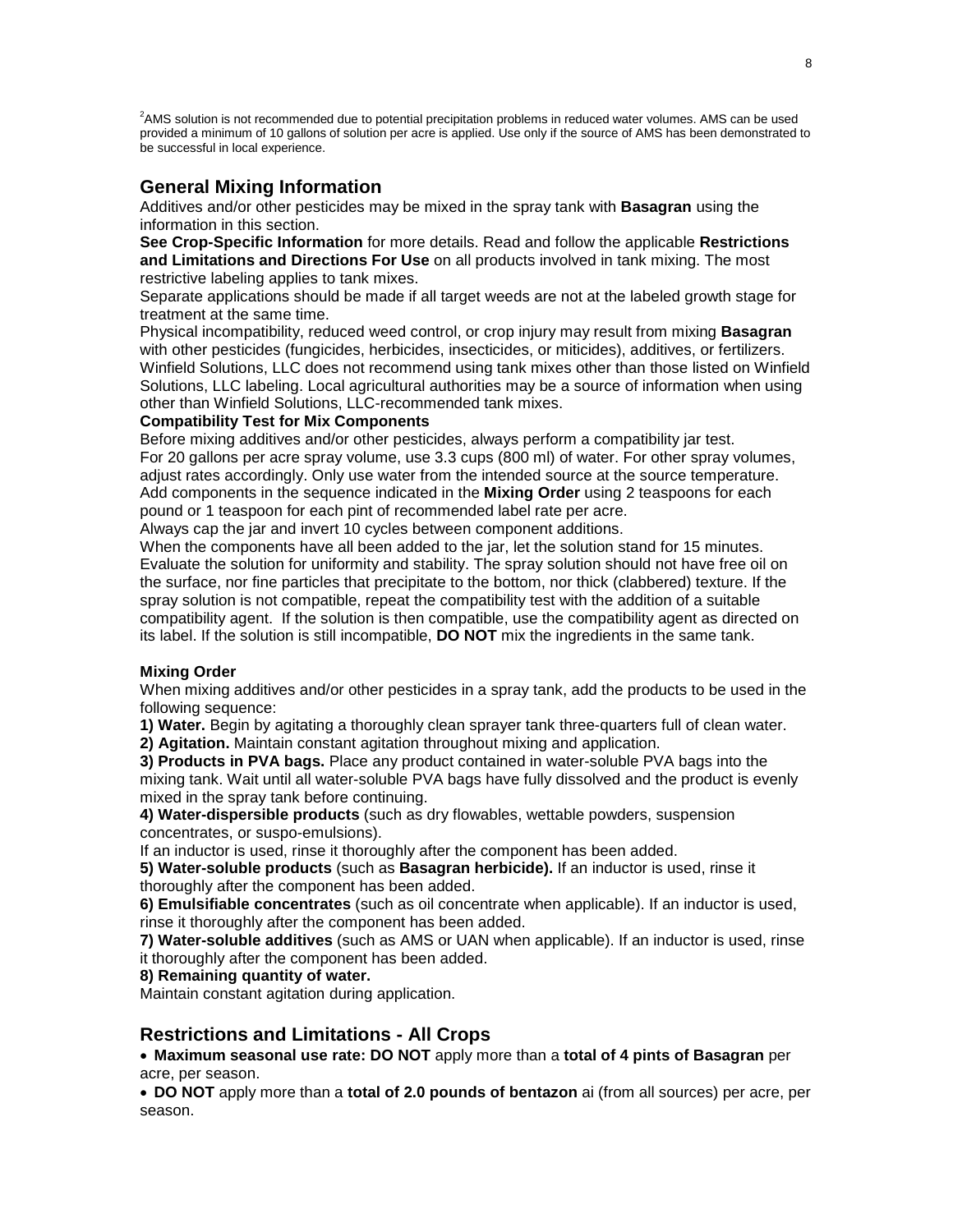[2]AMS solution is not recommended due to potential precipitation problems in reduced water volumes. AMS can be used provided a minimum of 10 gallons of solution per acre is applied. Use only if the source of AMS has been demonstrated to be successful in local experience.

## General Mixing Information

Additives and/or other pesticides may be mixed in the spray tank with **Basagran** using the information in this section.

**See Crop-Specific Information** for more details. Read and follow the applicable **Restrictions and Limitations and Directions For Use** on all products involved in tank mixing. The most restrictive labeling applies to tank mixes.

Separate applications should be made if all target weeds are not at the labeled growth stage for treatment at the same time.

Physical incompatibility, reduced weed control, or crop injury may result from mixing **Basagran** with other pesticides (fungicides, herbicides, insecticides, or miticides), additives, or fertilizers. Winfield Solutions, LLC does not recommend using tank mixes other than those listed on Winfield Solutions, LLC labeling. Local agricultural authorities may be a source of information when using other than Winfield Solutions, LLC-recommended tank mixes.

**Compatibility Test for Mix Components**

Before mixing additives and/or other pesticides, always perform a compatibility jar test.

For 20 gallons per acre spray volume, use 3.3 cups (800 ml) of water. For other spray volumes, adjust rates accordingly. Only use water from the intended source at the source temperature.

Add components in the sequence indicated in the **Mixing Order** using 2 teaspoons for each pound or 1 teaspoon for each pint of recommended label rate per acre.

Always cap the jar and invert 10 cycles between component additions.

When the components have all been added to the jar, let the solution stand for 15 minutes. Evaluate the solution for uniformity and stability. The spray solution should not have free oil on the surface, nor fine particles that precipitate to the bottom, nor thick (clabbered) texture. If the spray solution is not compatible, repeat the compatibility test with the addition of a suitable compatibility agent. If the solution is then compatible, use the compatibility agent as directed on its label. If the solution is still incompatible, **DO NOT** mix the ingredients in the same tank.

**Mixing Order**

When mixing additives and/or other pesticides in a spray tank, add the products to be used in the following sequence:

**1) Water.** Begin by agitating a thoroughly clean sprayer tank three-quarters full of clean water.

**2) Agitation.** Maintain constant agitation throughout mixing and application.

**3) Products in PVA bags.** Place any product contained in water-soluble PVA bags into the mixing tank. Wait until all water-soluble PVA bags have fully dissolved and the product is evenly mixed in the spray tank before continuing.

**4) Water-dispersible products** (such as dry flowables, wettable powders, suspension concentrates, or suspo-emulsions).

If an inductor is used, rinse it thoroughly after the component has been added.

**5) Water-soluble products** (such as **Basagran herbicide).** If an inductor is used, rinse it thoroughly after the component has been added.

**6) Emulsifiable concentrates** (such as oil concentrate when applicable). If an inductor is used, rinse it thoroughly after the component has been added.

**7) Water-soluble additives** (such as AMS or UAN when applicable). If an inductor is used, rinse it thoroughly after the component has been added.

**8) Remaining quantity of water.**

Maintain constant agitation during application.

## Restrictions and Limitations - All Crops

- **Maximum seasonal use rate: DO NOT** apply more than a **total of 4 pints of Basagran** per acre, per season.
- **DO NOT** apply more than a **total of 2.0 pounds of bentazon** ai (from all sources) per acre, per season.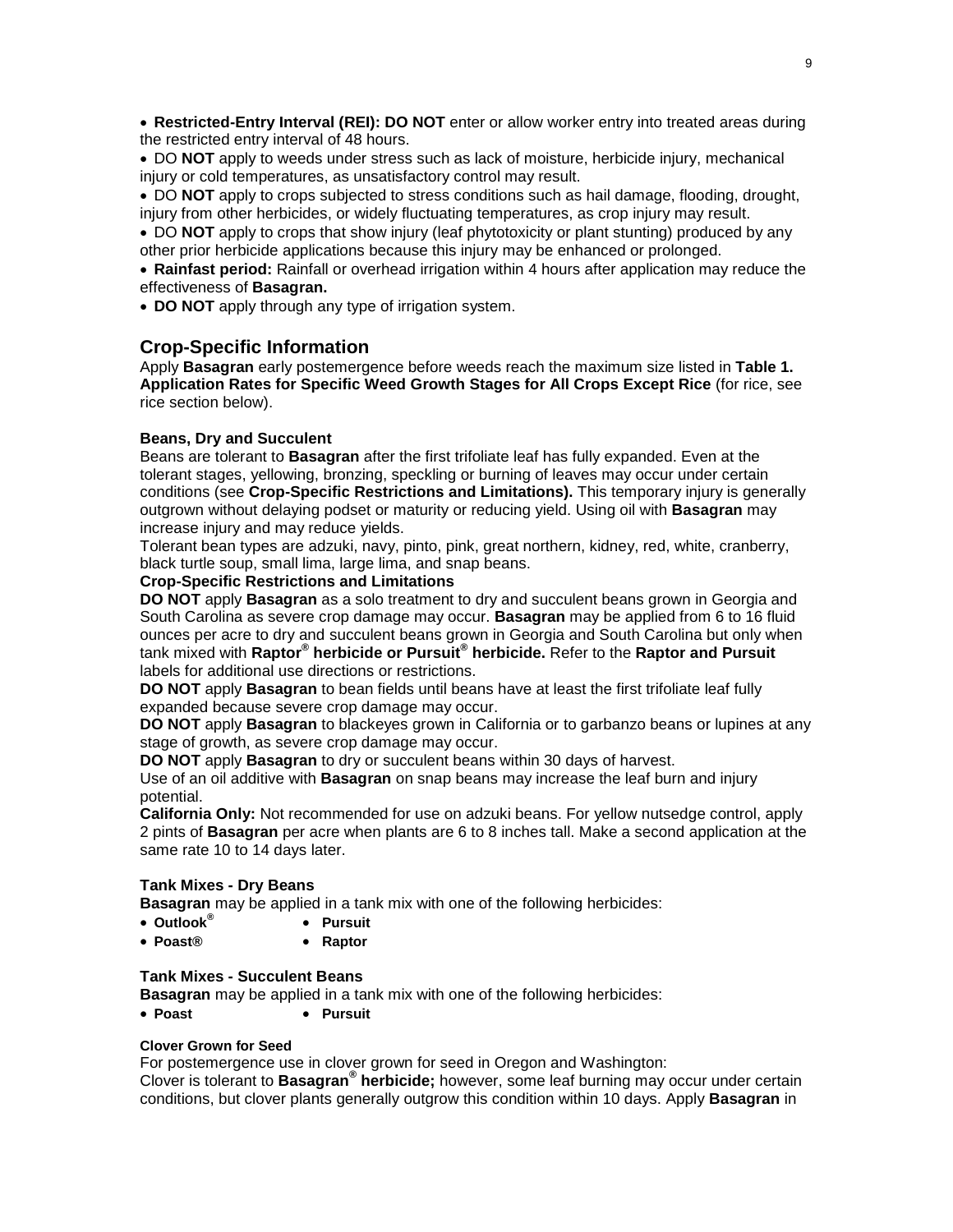- **Restricted-Entry Interval (REI): DO NOT** enter or allow worker entry into treated areas during the restricted entry interval of 48 hours.
- DO **NOT** apply to weeds under stress such as lack of moisture, herbicide injury, mechanical injury or cold temperatures, as unsatisfactory control may result.
- DO **NOT** apply to crops subjected to stress conditions such as hail damage, flooding, drought, injury from other herbicides, or widely fluctuating temperatures, as crop injury may result.
- DO **NOT** apply to crops that show injury (leaf phytotoxicity or plant stunting) produced by any other prior herbicide applications because this injury may be enhanced or prolonged.
- **Rainfast period:** Rainfall or overhead irrigation within 4 hours after application may reduce the effectiveness of **Basagran.**
- **DO NOT** apply through any type of irrigation system.

## Crop-Specific Information

Apply **Basagran** early postemergence before weeds reach the maximum size listed in **Table 1. Application Rates for Specific Weed Growth Stages for All Crops Except Rice** (for rice, see rice section below).

### Beans, Dry and Succulent

Beans are tolerant to **Basagran** after the first trifoliate leaf has fully expanded. Even at the tolerant stages, yellowing, bronzing, speckling or burning of leaves may occur under certain conditions (see **Crop-Specific Restrictions and Limitations).** This temporary injury is generally outgrown without delaying podset or maturity or reducing yield. Using oil with **Basagran** may increase injury and may reduce yields.

Tolerant bean types are adzuki, navy, pinto, pink, great northern, kidney, red, white, cranberry, black turtle soup, small lima, large lima, and snap beans.

**Crop-Specific Restrictions and Limitations**

**DO NOT** apply **Basagran** as a solo treatment to dry and succulent beans grown in Georgia and South Carolina as severe crop damage may occur. **Basagran** may be applied from 6 to 16 fluid ounces per acre to dry and succulent beans grown in Georgia and South Carolina but only when tank mixed with **Raptor® herbicide or Pursuit® herbicide.** Refer to the **Raptor and Pursuit** labels for additional use directions or restrictions.

**DO NOT** apply **Basagran** to bean fields until beans have at least the first trifoliate leaf fully expanded because severe crop damage may occur.

**DO NOT** apply **Basagran** to blackeyes grown in California or to garbanzo beans or lupines at any stage of growth, as severe crop damage may occur.

**DO NOT** apply **Basagran** to dry or succulent beans within 30 days of harvest.

Use of an oil additive with **Basagran** on snap beans may increase the leaf burn and injury potential.

**California Only:** Not recommended for use on adzuki beans. For yellow nutsedge control, apply 2 pints of **Basagran** per acre when plants are 6 to 8 inches tall. Make a second application at the same rate 10 to 14 days later.

### Tank Mixes - Dry Beans

**Basagran** may be applied in a tank mix with one of the following herbicides:

- **Outlook®**
- **Pursuit**
- **Poast®**
- **Raptor**

### Tank Mixes - Succulent Beans

**Basagran** may be applied in a tank mix with one of the following herbicides:

- **Poast**
- **Pursuit**

#### Clover Grown for Seed

For postemergence use in clover grown for seed in Oregon and Washington:

Clover is tolerant to **Basagran® herbicide;** however, some leaf burning may occur under certain conditions, but clover plants generally outgrow this condition within 10 days. Apply **Basagran** in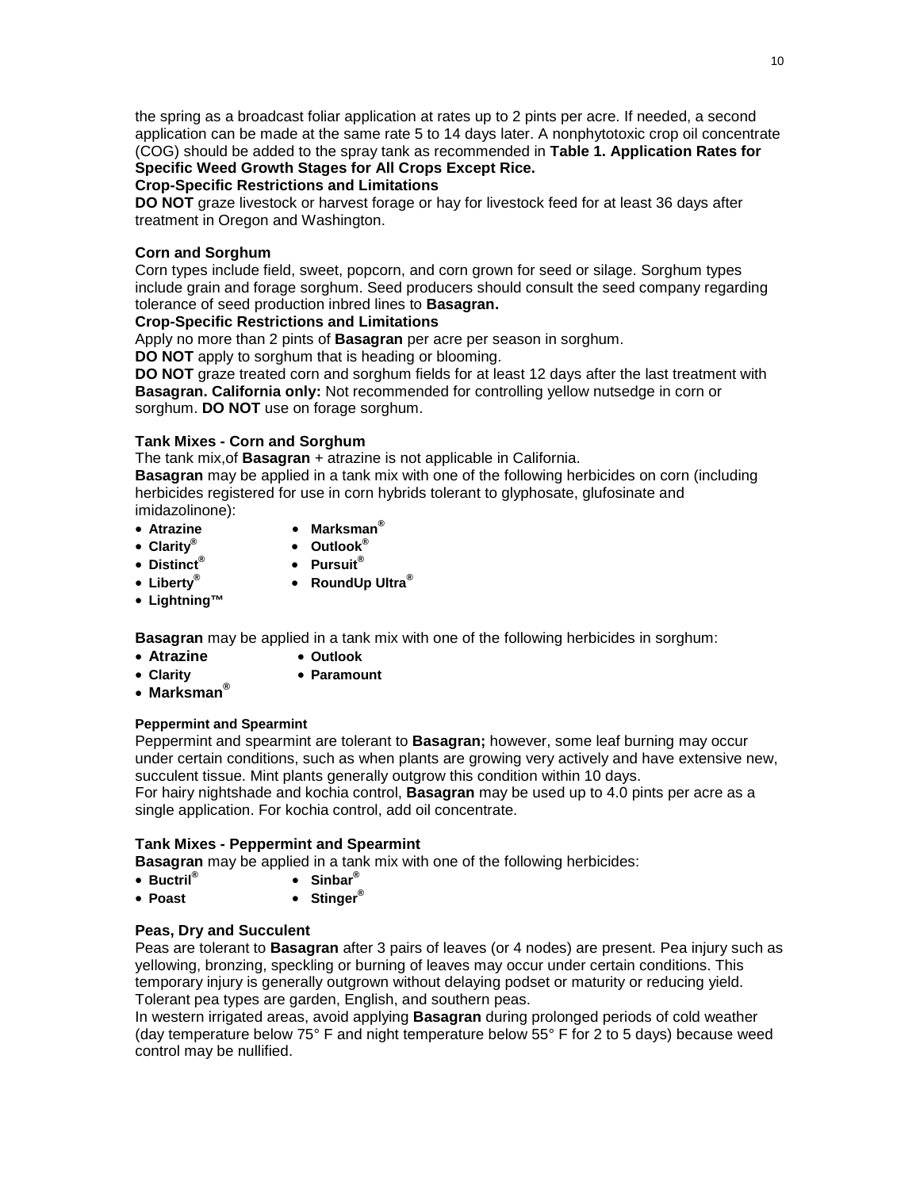the spring as a broadcast foliar application at rates up to 2 pints per acre. If needed, a second application can be made at the same rate 5 to 14 days later. A nonphytotoxic crop oil concentrate (COG) should be added to the spray tank as recommended in **Table 1. Application Rates for Specific Weed Growth Stages for All Crops Except Rice.**

**Crop-Specific Restrictions and Limitations**

**DO NOT** graze livestock or harvest forage or hay for livestock feed for at least 36 days after treatment in Oregon and Washington.

### Corn and Sorghum

Corn types include field, sweet, popcorn, and corn grown for seed or silage. Sorghum types include grain and forage sorghum. Seed producers should consult the seed company regarding tolerance of seed production inbred lines to **Basagran.**

**Crop-Specific Restrictions and Limitations**

Apply no more than 2 pints of **Basagran** per acre per season in sorghum.

**DO NOT** apply to sorghum that is heading or blooming.

**DO NOT** graze treated corn and sorghum fields for at least 12 days after the last treatment with **Basagran. California only:** Not recommended for controlling yellow nutsedge in corn or sorghum. **DO NOT** use on forage sorghum.

### Tank Mixes - Corn and Sorghum

The tank mix,of **Basagran** + atrazine is not applicable in California.

**Basagran** may be applied in a tank mix with one of the following herbicides on corn (including herbicides registered for use in corn hybrids tolerant to glyphosate, glufosinate and imidazolinone):

- **Atrazine**
- **Clarity®**
- **Distinct®**
- **Liberty®**
- **Lightning™**
- **Marksman®**
- **Outlook®**
- **Pursuit®**
- **RoundUp Ultra®**

**Basagran** may be applied in a tank mix with one of the following herbicides in sorghum:

- **Atrazine**
- **Clarity**
- **Marksman®**
- **Outlook**
- **Paramount**

### Peppermint and Spearmint

Peppermint and spearmint are tolerant to **Basagran;** however, some leaf burning may occur under certain conditions, such as when plants are growing very actively and have extensive new, succulent tissue. Mint plants generally outgrow this condition within 10 days.

For hairy nightshade and kochia control, **Basagran** may be used up to 4.0 pints per acre as a single application. For kochia control, add oil concentrate.

### Tank Mixes - Peppermint and Spearmint

**Basagran** may be applied in a tank mix with one of the following herbicides:

- **Buctril®**
- **Poast**
- **Sinbar®**
- **Stinger®**

### Peas, Dry and Succulent

Peas are tolerant to **Basagran** after 3 pairs of leaves (or 4 nodes) are present. Pea injury such as yellowing, bronzing, speckling or burning of leaves may occur under certain conditions. This temporary injury is generally outgrown without delaying podset or maturity or reducing yield. Tolerant pea types are garden, English, and southern peas.

In western irrigated areas, avoid applying **Basagran** during prolonged periods of cold weather (day temperature below 75° F and night temperature below 55° F for 2 to 5 days) because weed control may be nullified.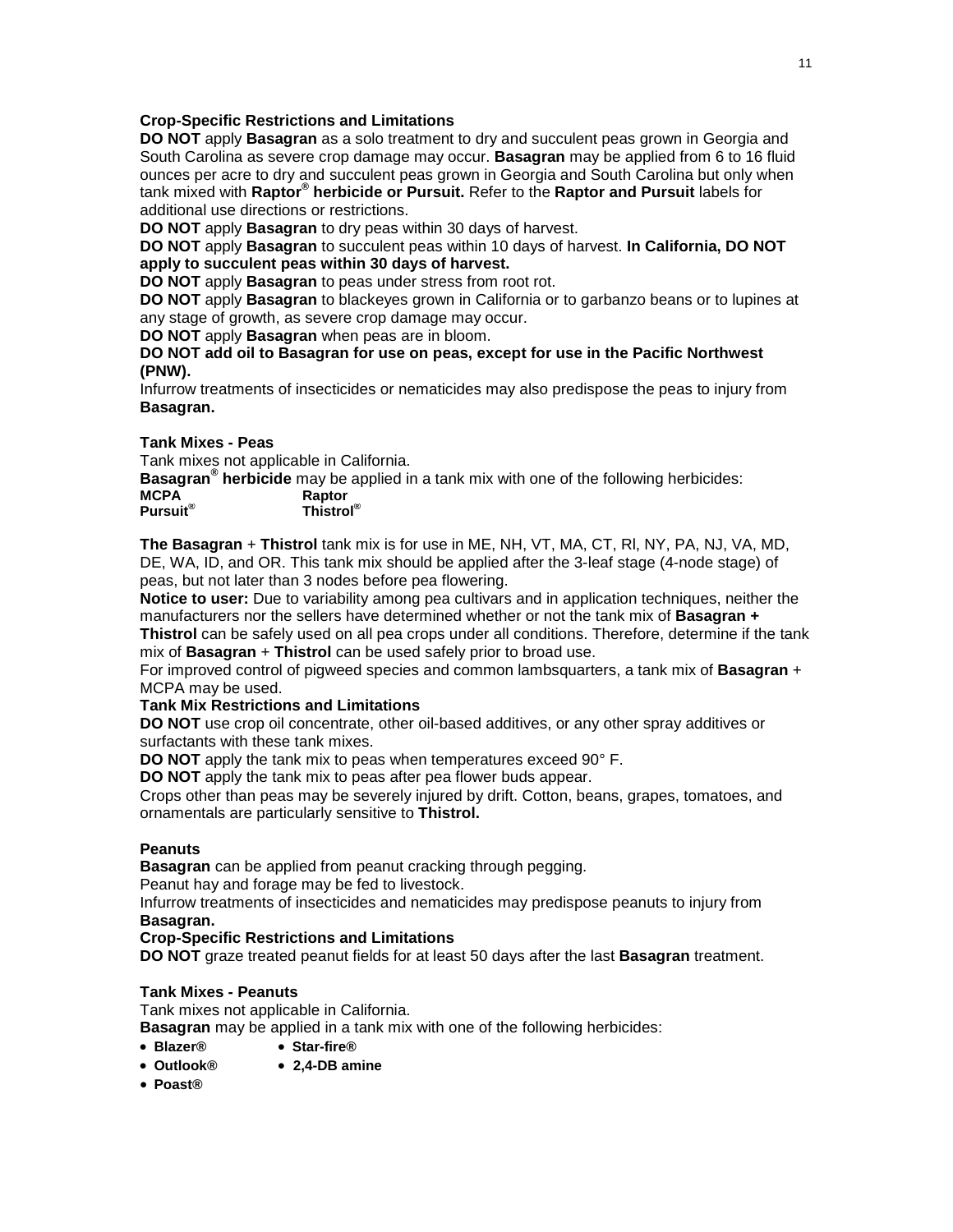**Crop-Specific Restrictions and Limitations**

**DO NOT** apply **Basagran** as a solo treatment to dry and succulent peas grown in Georgia and South Carolina as severe crop damage may occur. **Basagran** may be applied from 6 to 16 fluid ounces per acre to dry and succulent peas grown in Georgia and South Carolina but only when tank mixed with **Raptor® herbicide or Pursuit.** Refer to the **Raptor and Pursuit** labels for additional use directions or restrictions.

**DO NOT** apply **Basagran** to dry peas within 30 days of harvest.

**DO NOT** apply **Basagran** to succulent peas within 10 days of harvest. **In California, DO NOT apply to succulent peas within 30 days of harvest.**

**DO NOT** apply **Basagran** to peas under stress from root rot.

**DO NOT** apply **Basagran** to blackeyes grown in California or to garbanzo beans or to lupines at any stage of growth, as severe crop damage may occur.

**DO NOT** apply **Basagran** when peas are in bloom.

**DO NOT add oil to Basagran for use on peas, except for use in the Pacific Northwest (PNW).**

Infurrow treatments of insecticides or nematicides may also predispose the peas to injury from **Basagran.**

**Tank Mixes - Peas**

Tank mixes not applicable in California.

**Basagran® herbicide** may be applied in a tank mix with one of the following herbicides:

| | |
|---|---|
| **MCPA** | **Raptor** |
| **Pursuit®** | **Thistrol®** |

**The Basagran** + **Thistrol** tank mix is for use in ME, NH, VT, MA, CT, Rl, NY, PA, NJ, VA, MD, DE, WA, ID, and OR. This tank mix should be applied after the 3-leaf stage (4-node stage) of peas, but not later than 3 nodes before pea flowering.

**Notice to user:** Due to variability among pea cultivars and in application techniques, neither the manufacturers nor the sellers have determined whether or not the tank mix of **Basagran + Thistrol** can be safely used on all pea crops under all conditions. Therefore, determine if the tank mix of **Basagran** + **Thistrol** can be used safely prior to broad use.

For improved control of pigweed species and common lambsquarters, a tank mix of **Basagran** + MCPA may be used.

**Tank Mix Restrictions and Limitations**

**DO NOT** use crop oil concentrate, other oil-based additives, or any other spray additives or surfactants with these tank mixes.

**DO NOT** apply the tank mix to peas when temperatures exceed 90° F.

**DO NOT** apply the tank mix to peas after pea flower buds appear.

Crops other than peas may be severely injured by drift. Cotton, beans, grapes, tomatoes, and ornamentals are particularly sensitive to **Thistrol.**

**Peanuts**

**Basagran** can be applied from peanut cracking through pegging.

Peanut hay and forage may be fed to livestock.

Infurrow treatments of insecticides and nematicides may predispose peanuts to injury from **Basagran.**

**Crop-Specific Restrictions and Limitations**

**DO NOT** graze treated peanut fields for at least 50 days after the last **Basagran** treatment.

**Tank Mixes - Peanuts**

Tank mixes not applicable in California.

**Basagran** may be applied in a tank mix with one of the following herbicides:

- **Blazer®**
- **Star-fire®**
- **Outlook®**
- **2,4-DB amine**
- **Poast®**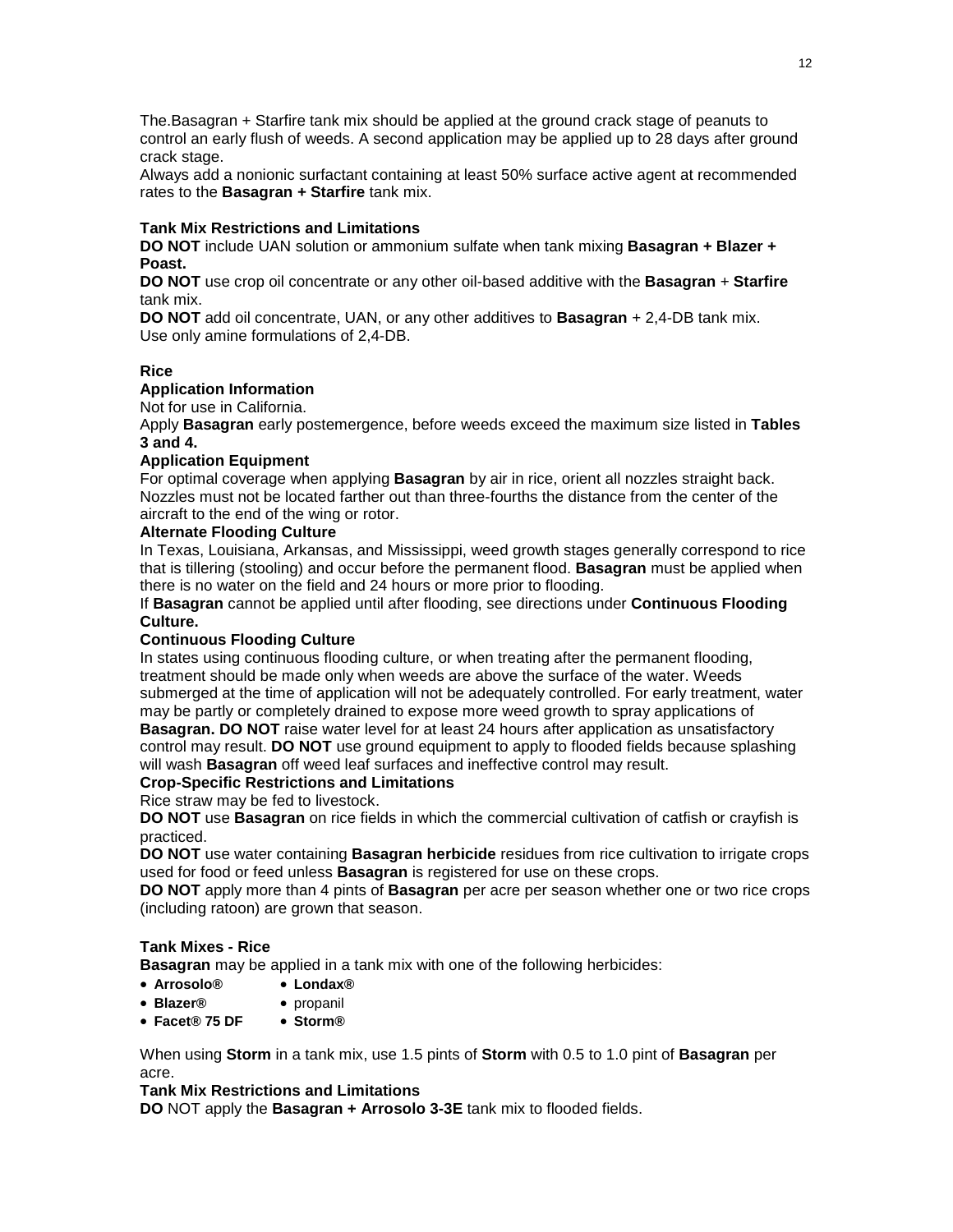The.Basagran + Starfire tank mix should be applied at the ground crack stage of peanuts to control an early flush of weeds. A second application may be applied up to 28 days after ground crack stage.

Always add a nonionic surfactant containing at least 50% surface active agent at recommended rates to the **Basagran + Starfire** tank mix.

**Tank Mix Restrictions and Limitations**

**DO NOT** include UAN solution or ammonium sulfate when tank mixing **Basagran + Blazer + Poast.**

**DO NOT** use crop oil concentrate or any other oil-based additive with the **Basagran** + **Starfire** tank mix.

**DO NOT** add oil concentrate, UAN, or any other additives to **Basagran** + 2,4-DB tank mix. Use only amine formulations of 2,4-DB.

**Rice**

**Application Information**

Not for use in California.

Apply **Basagran** early postemergence, before weeds exceed the maximum size listed in **Tables 3 and 4.**

**Application Equipment**

For optimal coverage when applying **Basagran** by air in rice, orient all nozzles straight back. Nozzles must not be located farther out than three-fourths the distance from the center of the aircraft to the end of the wing or rotor.

**Alternate Flooding Culture**

In Texas, Louisiana, Arkansas, and Mississippi, weed growth stages generally correspond to rice that is tillering (stooling) and occur before the permanent flood. **Basagran** must be applied when there is no water on the field and 24 hours or more prior to flooding.

If **Basagran** cannot be applied until after flooding, see directions under **Continuous Flooding Culture.**

**Continuous Flooding Culture**

In states using continuous flooding culture, or when treating after the permanent flooding, treatment should be made only when weeds are above the surface of the water. Weeds submerged at the time of application will not be adequately controlled. For early treatment, water may be partly or completely drained to expose more weed growth to spray applications of **Basagran. DO NOT** raise water level for at least 24 hours after application as unsatisfactory control may result. **DO NOT** use ground equipment to apply to flooded fields because splashing will wash **Basagran** off weed leaf surfaces and ineffective control may result.

**Crop-Specific Restrictions and Limitations**

Rice straw may be fed to livestock.

**DO NOT** use **Basagran** on rice fields in which the commercial cultivation of catfish or crayfish is practiced.

**DO NOT** use water containing **Basagran herbicide** residues from rice cultivation to irrigate crops used for food or feed unless **Basagran** is registered for use on these crops.

**DO NOT** apply more than 4 pints of **Basagran** per acre per season whether one or two rice crops (including ratoon) are grown that season.

**Tank Mixes - Rice**

**Basagran** may be applied in a tank mix with one of the following herbicides:

- **Arrosolo®**
- **Blazer®**
- **Facet® 75 DF**
- **Londax®**
- propanil
- **Storm®**

When using **Storm** in a tank mix, use 1.5 pints of **Storm** with 0.5 to 1.0 pint of **Basagran** per acre.

**Tank Mix Restrictions and Limitations**

**DO** NOT apply the **Basagran + Arrosolo 3-3E** tank mix to flooded fields.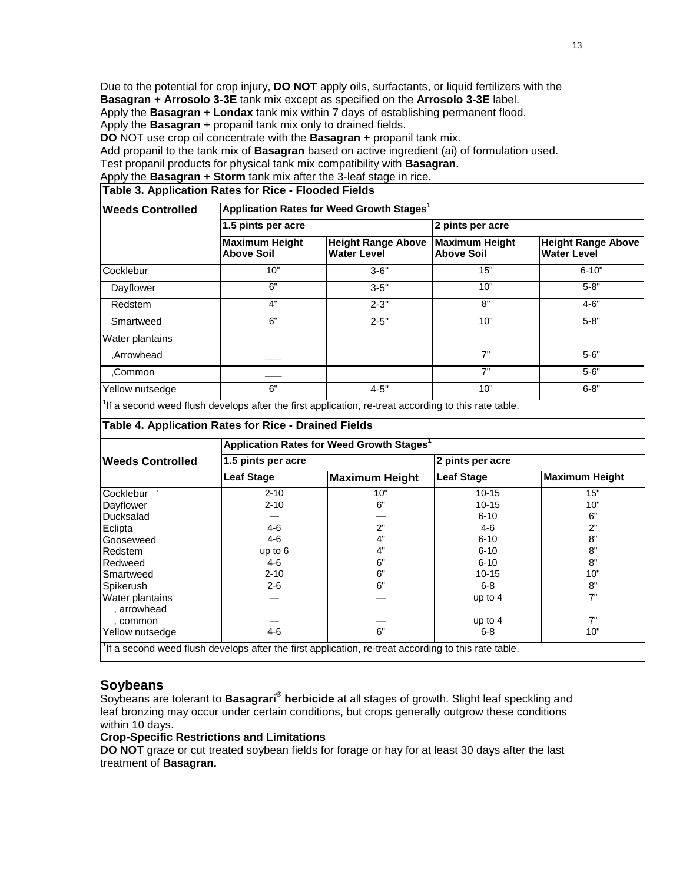Due to the potential for crop injury, **DO NOT** apply oils, surfactants, or liquid fertilizers with the **Basagran + Arrosolo 3-3E** tank mix except as specified on the **Arrosolo 3-3E** label.
Apply the **Basagran + Londax** tank mix within 7 days of establishing permanent flood.
Apply the **Basagran** + propanil tank mix only to drained fields.
**DO** NOT use crop oil concentrate with the **Basagran +** propanil tank mix.
Add propanil to the tank mix of **Basagran** based on active ingredient (ai) of formulation used.
Test propanil products for physical tank mix compatibility with **Basagran.**
Apply the **Basagran + Storm** tank mix after the 3-leaf stage in rice.

**Table 3. Application Rates for Rice - Flooded Fields**

| Weeds Controlled | Application Rates for Weed Growth Stages[1] | | | |
|---|---|---|---|---|
| | 1.5 pints per acre | | 2 pints per acre | |
| | Maximum Height Above Soil | Height Range Above Water Level | Maximum Height Above Soil | Height Range Above Water Level |
| Cocklebur | 10" | 3-6" | 15" | 6-10" |
| Dayflower | 6" | 3-5" | 10" | 5-8" |
| Redstem | 4" | 2-3" | 8" | 4-6" |
| Smartweed | 6" | 2-5" | 10" | 5-8" |
| Water plantains | | | | |
| ,Arrowhead | ___ | | 7" | 5-6" |
| ,Common | ___ | | 7" | 5-6" |
| Yellow nutsedge | 6" | 4-5" | 10" | 6-8" |

[1]If a second weed flush develops after the first application, re-treat according to this rate table.

**Table 4. Application Rates for Rice - Drained Fields**

| Weeds Controlled | Application Rates for Weed Growth Stages[1] | | | |
|---|---|---|---|---|
| | 1.5 pints per acre | | 2 pints per acre | |
| | Leaf Stage | Maximum Height | Leaf Stage | Maximum Height |
| Cocklebur ' | 2-10 | 10" | 10-15 | 15" |
| Dayflower | 2-10 | 6" | 10-15 | 10" |
| Ducksalad | — | — | 6-10 | 6" |
| Eclipta | 4-6 | 2" | 4-6 | 2" |
| Gooseweed | 4-6 | 4" | 6-10 | 8" |
| Redstem | up to 6 | 4" | 6-10 | 8" |
| Redweed | 4-6 | 6" | 6-10 | 8" |
| Smartweed | 2-10 | 6" | 10-15 | 10" |
| Spikerush | 2-6 | 6" | 6-8 | 8" |
| Water plantains , arrowhead | — | — | up to 4 | 7" |
| , common | — | — | up to 4 | 7" |
| Yellow nutsedge | 4-6 | 6" | 6-8 | 10" |

[1]If a second weed flush develops after the first application, re-treat according to this rate table.

## Soybeans

Soybeans are tolerant to **Basagran® herbicide** at all stages of growth. Slight leaf speckling and leaf bronzing may occur under certain conditions, but crops generally outgrow these conditions within 10 days.

**Crop-Specific Restrictions and Limitations**

**DO NOT** graze or cut treated soybean fields for forage or hay for at least 30 days after the last treatment of **Basagran.**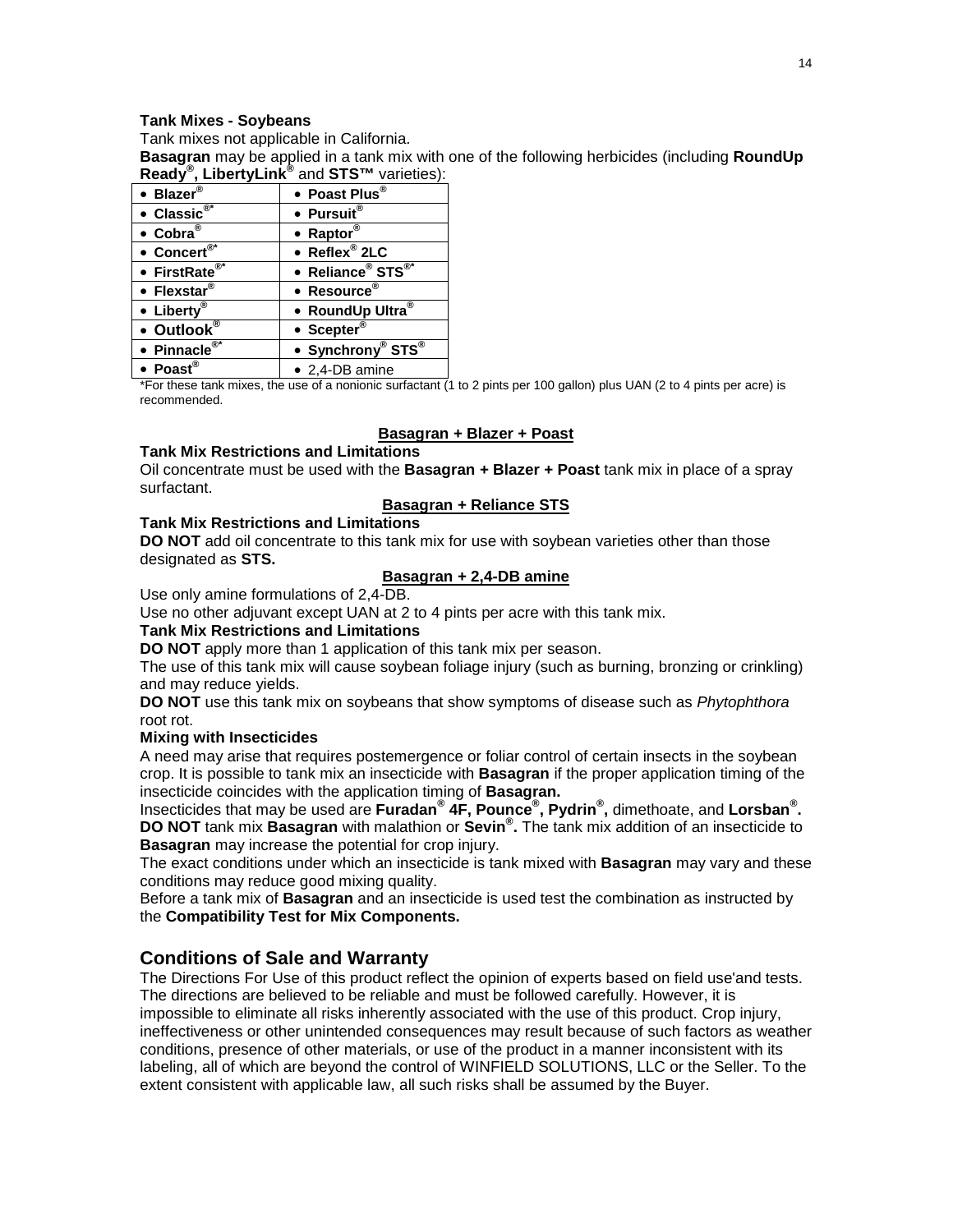**Tank Mixes - Soybeans**

Tank mixes not applicable in California.

**Basagran** may be applied in a tank mix with one of the following herbicides (including **RoundUp Ready®, LibertyLink®** and **STS™** varieties):

| | |
|---|---|
| • **Blazer®** | • **Poast Plus®** |
| • **Classic®*** | • **Pursuit®** |
| • **Cobra®** | • **Raptor®** |
| • **Concert®*** | • **Reflex® 2LC** |
| • **FirstRate®*** | • **Reliance® STS®*** |
| • **Flexstar®** | • **Resource®** |
| • **Liberty®** | • **RoundUp Ultra®** |
| • **Outlook®** | • **Scepter®** |
| • **Pinnacle®*** | • **Synchrony® STS®** |
| • **Poast®** | • 2,4-DB amine |

*For these tank mixes, the use of a nonionic surfactant (1 to 2 pints per 100 gallon) plus UAN (2 to 4 pints per acre) is recommended.

**Basagran + Blazer + Poast**

**Tank Mix Restrictions and Limitations**

Oil concentrate must be used with the **Basagran + Blazer + Poast** tank mix in place of a spray surfactant.

**Basagran + Reliance STS**

**Tank Mix Restrictions and Limitations**

**DO NOT** add oil concentrate to this tank mix for use with soybean varieties other than those designated as **STS.**

**Basagran + 2,4-DB amine**

Use only amine formulations of 2,4-DB.

Use no other adjuvant except UAN at 2 to 4 pints per acre with this tank mix.

**Tank Mix Restrictions and Limitations**

**DO NOT** apply more than 1 application of this tank mix per season.

The use of this tank mix will cause soybean foliage injury (such as burning, bronzing or crinkling) and may reduce yields.

**DO NOT** use this tank mix on soybeans that show symptoms of disease such as *Phytophthora* root rot.

**Mixing with Insecticides**

A need may arise that requires postemergence or foliar control of certain insects in the soybean crop. It is possible to tank mix an insecticide with **Basagran** if the proper application timing of the insecticide coincides with the application timing of **Basagran.**

Insecticides that may be used are **Furadan® 4F, Pounce®, Pydrin®,** dimethoate, and **Lorsban®.**
**DO NOT** tank mix **Basagran** with malathion or **Sevin®.** The tank mix addition of an insecticide to **Basagran** may increase the potential for crop injury.

The exact conditions under which an insecticide is tank mixed with **Basagran** may vary and these conditions may reduce good mixing quality.

Before a tank mix of **Basagran** and an insecticide is used test the combination as instructed by the **Compatibility Test for Mix Components.**

## Conditions of Sale and Warranty

The Directions For Use of this product reflect the opinion of experts based on field use'and tests. The directions are believed to be reliable and must be followed carefully. However, it is impossible to eliminate all risks inherently associated with the use of this product. Crop injury, ineffectiveness or other unintended consequences may result because of such factors as weather conditions, presence of other materials, or use of the product in a manner inconsistent with its labeling, all of which are beyond the control of WINFIELD SOLUTIONS, LLC or the Seller. To the extent consistent with applicable law, all such risks shall be assumed by the Buyer.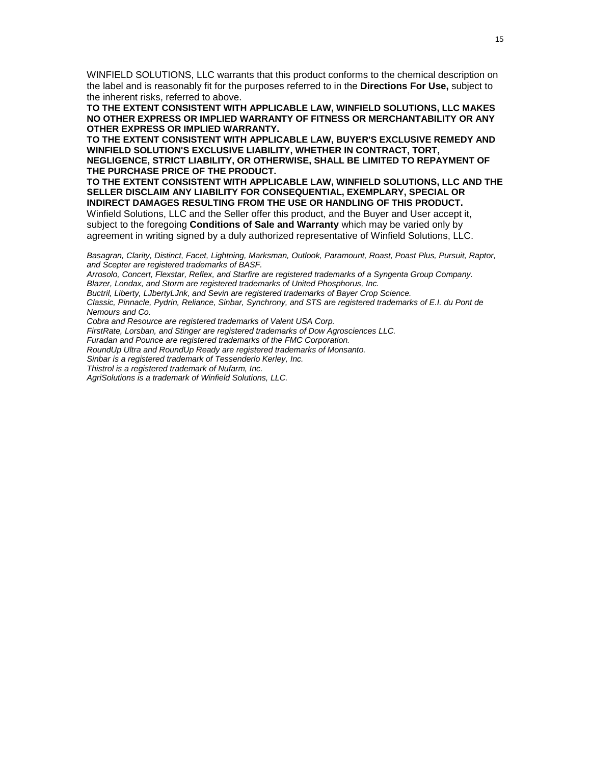WINFIELD SOLUTIONS, LLC warrants that this product conforms to the chemical description on the label and is reasonably fit for the purposes referred to in the **Directions For Use,** subject to the inherent risks, referred to above.

**TO THE EXTENT CONSISTENT WITH APPLICABLE LAW, WINFIELD SOLUTIONS, LLC MAKES NO OTHER EXPRESS OR IMPLIED WARRANTY OF FITNESS OR MERCHANTABILITY OR ANY OTHER EXPRESS OR IMPLIED WARRANTY.**

**TO THE EXTENT CONSISTENT WITH APPLICABLE LAW, BUYER'S EXCLUSIVE REMEDY AND WINFIELD SOLUTION'S EXCLUSIVE LIABILITY, WHETHER IN CONTRACT, TORT, NEGLIGENCE, STRICT LIABILITY, OR OTHERWISE, SHALL BE LIMITED TO REPAYMENT OF THE PURCHASE PRICE OF THE PRODUCT.**

**TO THE EXTENT CONSISTENT WITH APPLICABLE LAW, WINFIELD SOLUTIONS, LLC AND THE SELLER DISCLAIM ANY LIABILITY FOR CONSEQUENTIAL, EXEMPLARY, SPECIAL OR INDIRECT DAMAGES RESULTING FROM THE USE OR HANDLING OF THIS PRODUCT.**

Winfield Solutions, LLC and the Seller offer this product, and the Buyer and User accept it, subject to the foregoing **Conditions of Sale and Warranty** which may be varied only by agreement in writing signed by a duly authorized representative of Winfield Solutions, LLC.

*Basagran, Clarity, Distinct, Facet, Lightning, Marksman, Outlook, Paramount, Roast, Poast Plus, Pursuit, Raptor, and Scepter are registered trademarks of BASF.*

*Arrosolo, Concert, Flexstar, Reflex, and Starfire are registered trademarks of a Syngenta Group Company.*

*Blazer, Londax, and Storm are registered trademarks of United Phosphorus, Inc.*

*Buctril, Liberty, LJbertyLJnk, and Sevin are registered trademarks of Bayer Crop Science.*

*Classic, Pinnacle, Pydrin, Reliance, Sinbar, Synchrony, and STS are registered trademarks of E.I. du Pont de Nemours and Co.*

*Cobra and Resource are registered trademarks of Valent USA Corp.*

*FirstRate, Lorsban, and Stinger are registered trademarks of Dow Agrosciences LLC.*

*Furadan and Pounce are registered trademarks of the FMC Corporation.*

*RoundUp Ultra and RoundUp Ready are registered trademarks of Monsanto.*

*Sinbar is a registered trademark of Tessenderlo Kerley, Inc.*

*Thistrol is a registered trademark of Nufarm, Inc.*

*AgriSolutions is a trademark of Winfield Solutions, LLC.*